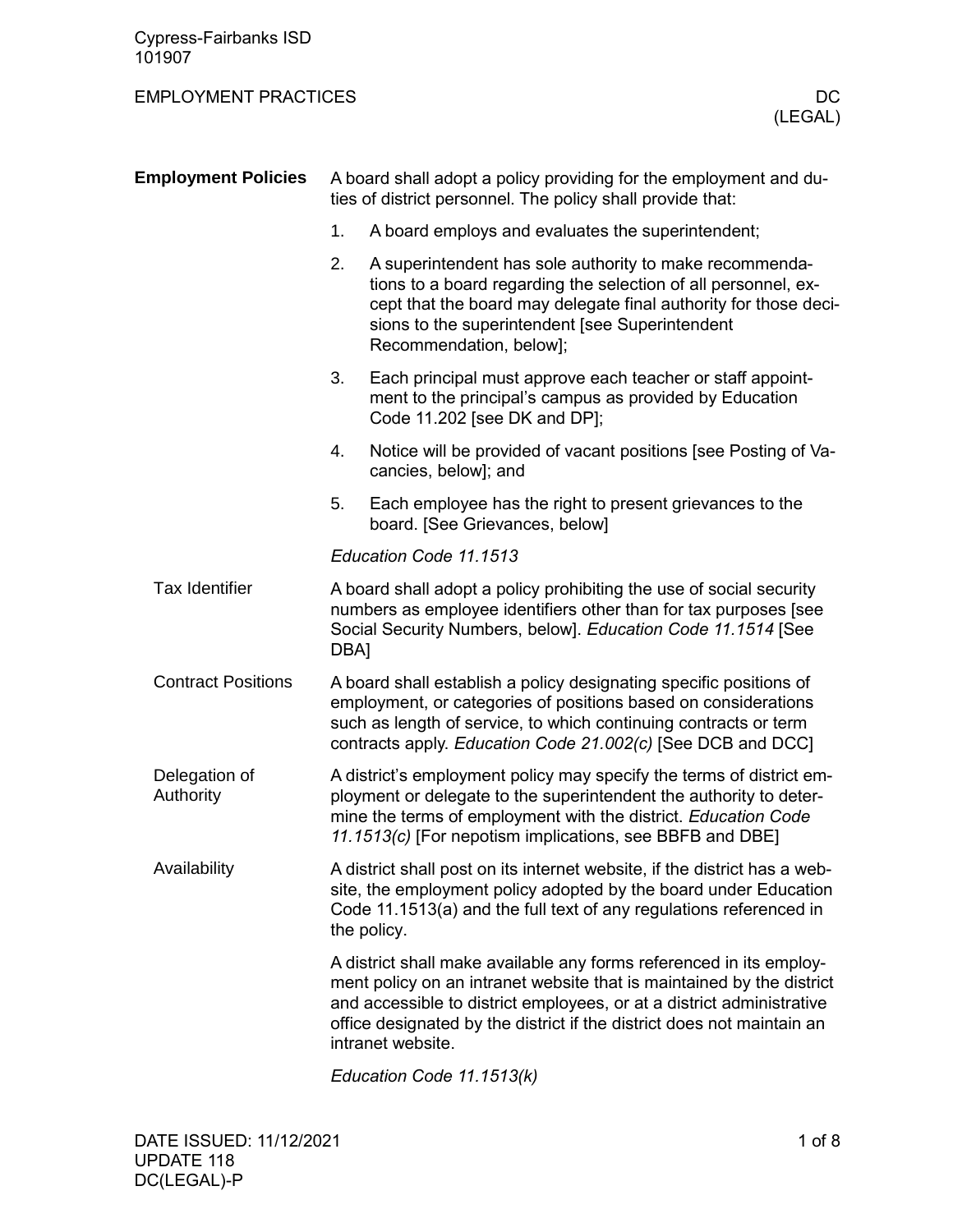Cypress-Fairbanks ISD
101907

EMPLOYMENT PRACTICES — DC (LEGAL)

## Employment Policies

A board shall adopt a policy providing for the employment and duties of district personnel. The policy shall provide that:

1. A board employs and evaluates the superintendent;
2. A superintendent has sole authority to make recommendations to a board regarding the selection of all personnel, except that the board may delegate final authority for those decisions to the superintendent [see Superintendent Recommendation, below];
3. Each principal must approve each teacher or staff appointment to the principal's campus as provided by Education Code 11.202 [see DK and DP];
4. Notice will be provided of vacant positions [see Posting of Vacancies, below]; and
5. Each employee has the right to present grievances to the board. [See Grievances, below]

*Education Code 11.1513*

### Tax Identifier

A board shall adopt a policy prohibiting the use of social security numbers as employee identifiers other than for tax purposes [see Social Security Numbers, below]. *Education Code 11.1514* [See DBA]

### Contract Positions

A board shall establish a policy designating specific positions of employment, or categories of positions based on considerations such as length of service, to which continuing contracts or term contracts apply. *Education Code 21.002(c)* [See DCB and DCC]

### Delegation of Authority

A district's employment policy may specify the terms of district employment or delegate to the superintendent the authority to determine the terms of employment with the district. *Education Code 11.1513(c)* [For nepotism implications, see BBFB and DBE]

### Availability

A district shall post on its internet website, if the district has a website, the employment policy adopted by the board under Education Code 11.1513(a) and the full text of any regulations referenced in the policy.

A district shall make available any forms referenced in its employment policy on an intranet website that is maintained by the district and accessible to district employees, or at a district administrative office designated by the district if the district does not maintain an intranet website.

*Education Code 11.1513(k)*

DATE ISSUED: 11/12/2021
UPDATE 118
DC(LEGAL)-P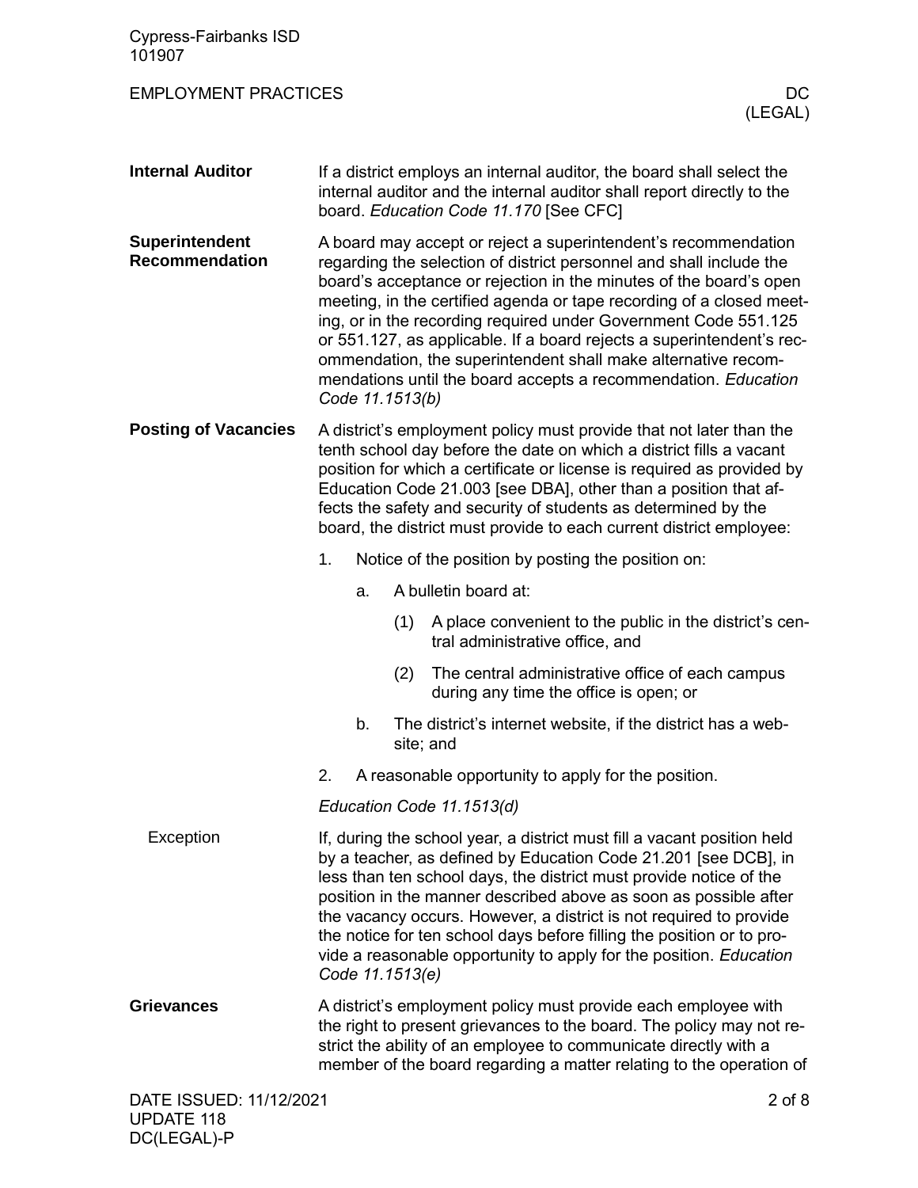## Internal Auditor

If a district employs an internal auditor, the board shall select the internal auditor and the internal auditor shall report directly to the board. *Education Code 11.170* [See CFC]

## Superintendent Recommendation

A board may accept or reject a superintendent's recommendation regarding the selection of district personnel and shall include the board's acceptance or rejection in the minutes of the board's open meeting, in the certified agenda or tape recording of a closed meeting, or in the recording required under Government Code 551.125 or 551.127, as applicable. If a board rejects a superintendent's recommendation, the superintendent shall make alternative recommendations until the board accepts a recommendation. *Education Code 11.1513(b)*

## Posting of Vacancies

A district's employment policy must provide that not later than the tenth school day before the date on which a district fills a vacant position for which a certificate or license is required as provided by Education Code 21.003 [see DBA], other than a position that affects the safety and security of students as determined by the board, the district must provide to each current district employee:

1. Notice of the position by posting the position on:
   a. A bulletin board at:
      (1) A place convenient to the public in the district's central administrative office, and
      (2) The central administrative office of each campus during any time the office is open; or
   b. The district's internet website, if the district has a website; and
2. A reasonable opportunity to apply for the position.

*Education Code 11.1513(d)*

### Exception

If, during the school year, a district must fill a vacant position held by a teacher, as defined by Education Code 21.201 [see DCB], in less than ten school days, the district must provide notice of the position in the manner described above as soon as possible after the vacancy occurs. However, a district is not required to provide the notice for ten school days before filling the position or to provide a reasonable opportunity to apply for the position. *Education Code 11.1513(e)*

## Grievances

A district's employment policy must provide each employee with the right to present grievances to the board. The policy may not restrict the ability of an employee to communicate directly with a member of the board regarding a matter relating to the operation of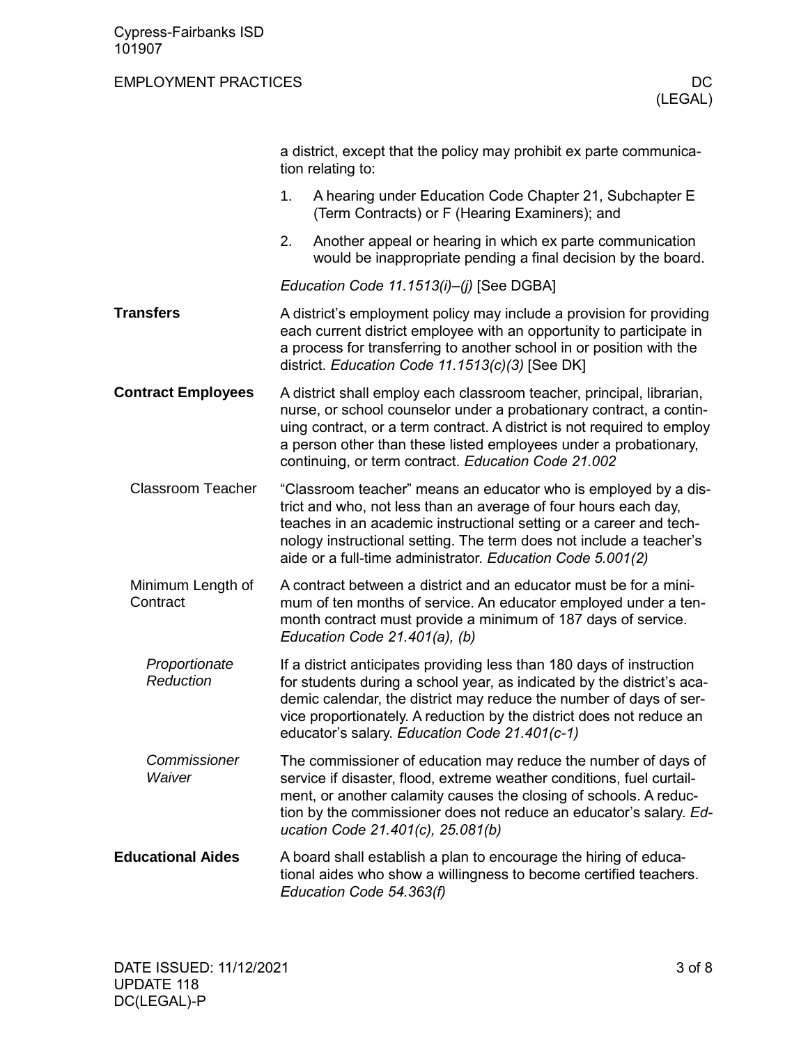a district, except that the policy may prohibit ex parte communication relating to:

1. A hearing under Education Code Chapter 21, Subchapter E (Term Contracts) or F (Hearing Examiners); and
2. Another appeal or hearing in which ex parte communication would be inappropriate pending a final decision by the board.

*Education Code 11.1513(i)–(j)* [See DGBA]

## Transfers

A district's employment policy may include a provision for providing each current district employee with an opportunity to participate in a process for transferring to another school in or position with the district. *Education Code 11.1513(c)(3)* [See DK]

## Contract Employees

A district shall employ each classroom teacher, principal, librarian, nurse, or school counselor under a probationary contract, a continuing contract, or a term contract. A district is not required to employ a person other than these listed employees under a probationary, continuing, or term contract. *Education Code 21.002*

### Classroom Teacher

"Classroom teacher" means an educator who is employed by a district and who, not less than an average of four hours each day, teaches in an academic instructional setting or a career and technology instructional setting. The term does not include a teacher's aide or a full-time administrator. *Education Code 5.001(2)*

### Minimum Length of Contract

A contract between a district and an educator must be for a minimum of ten months of service. An educator employed under a ten-month contract must provide a minimum of 187 days of service. *Education Code 21.401(a), (b)*

#### *Proportionate Reduction*

If a district anticipates providing less than 180 days of instruction for students during a school year, as indicated by the district's academic calendar, the district may reduce the number of days of service proportionately. A reduction by the district does not reduce an educator's salary. *Education Code 21.401(c-1)*

#### *Commissioner Waiver*

The commissioner of education may reduce the number of days of service if disaster, flood, extreme weather conditions, fuel curtailment, or another calamity causes the closing of schools. A reduction by the commissioner does not reduce an educator's salary. *Education Code 21.401(c), 25.081(b)*

## Educational Aides

A board shall establish a plan to encourage the hiring of educational aides who show a willingness to become certified teachers. *Education Code 54.363(f)*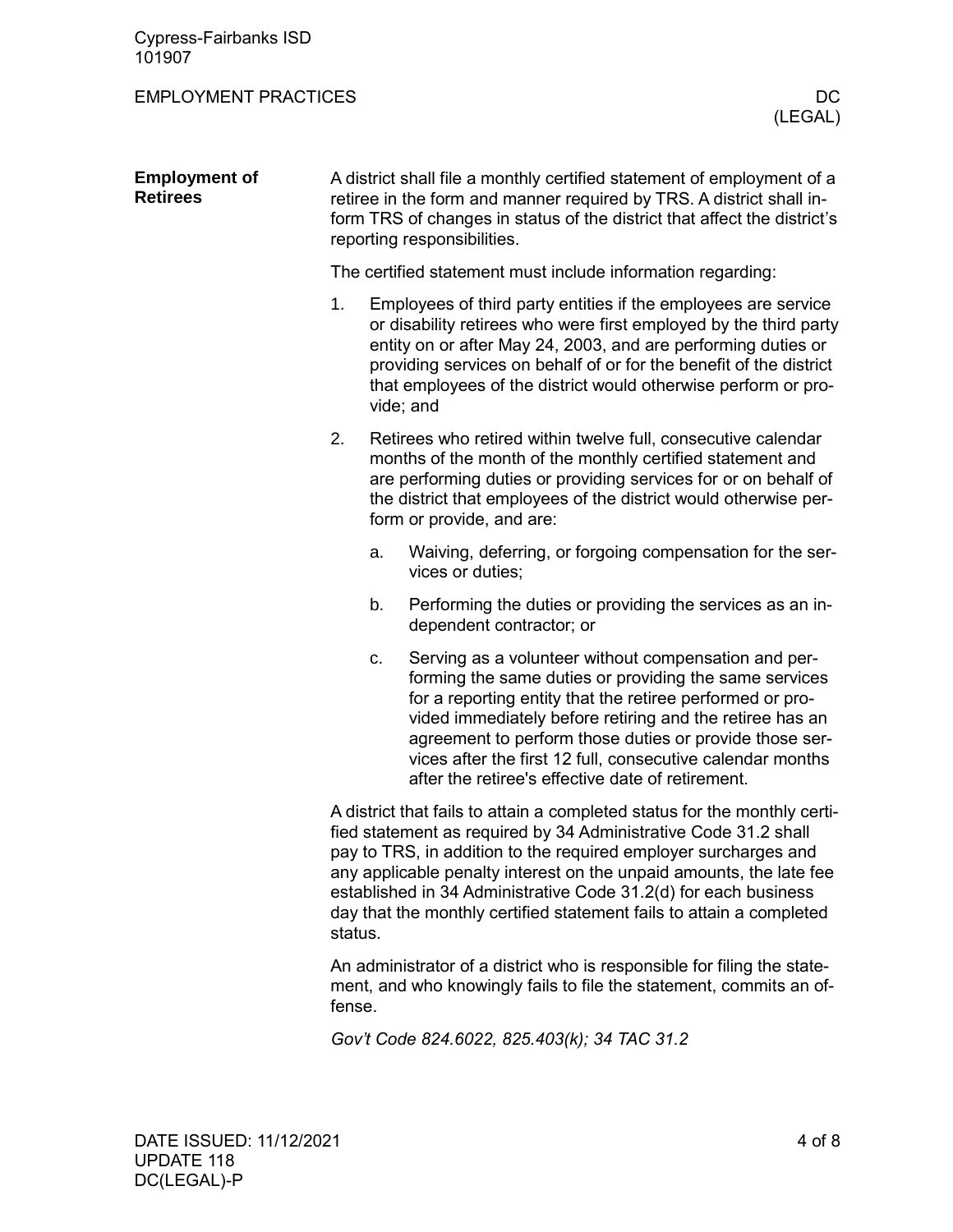## Employment of Retirees

A district shall file a monthly certified statement of employment of a retiree in the form and manner required by TRS. A district shall inform TRS of changes in status of the district that affect the district's reporting responsibilities.

The certified statement must include information regarding:

1. Employees of third party entities if the employees are service or disability retirees who were first employed by the third party entity on or after May 24, 2003, and are performing duties or providing services on behalf of or for the benefit of the district that employees of the district would otherwise perform or provide; and
2. Retirees who retired within twelve full, consecutive calendar months of the month of the monthly certified statement and are performing duties or providing services for or on behalf of the district that employees of the district would otherwise perform or provide, and are:
   a. Waiving, deferring, or forgoing compensation for the services or duties;
   b. Performing the duties or providing the services as an independent contractor; or
   c. Serving as a volunteer without compensation and performing the same duties or providing the same services for a reporting entity that the retiree performed or provided immediately before retiring and the retiree has an agreement to perform those duties or provide those services after the first 12 full, consecutive calendar months after the retiree's effective date of retirement.

A district that fails to attain a completed status for the monthly certified statement as required by 34 Administrative Code 31.2 shall pay to TRS, in addition to the required employer surcharges and any applicable penalty interest on the unpaid amounts, the late fee established in 34 Administrative Code 31.2(d) for each business day that the monthly certified statement fails to attain a completed status.

An administrator of a district who is responsible for filing the statement, and who knowingly fails to file the statement, commits an offense.

*Gov't Code 824.6022, 825.403(k); 34 TAC 31.2*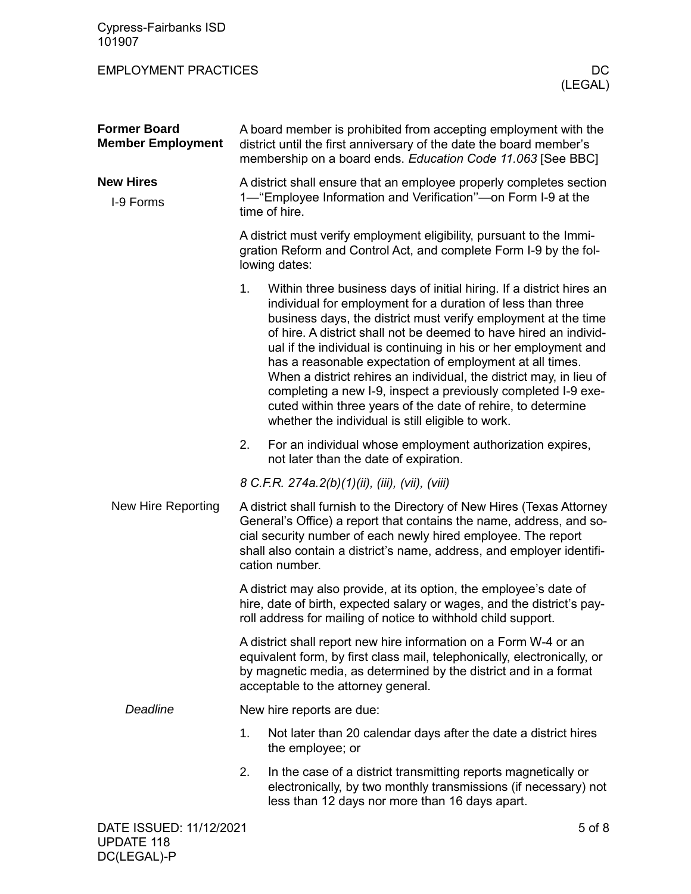## Former Board Member Employment

A board member is prohibited from accepting employment with the district until the first anniversary of the date the board member's membership on a board ends. *Education Code 11.063* [See BBC]

## New Hires

### I-9 Forms

A district shall ensure that an employee properly completes section 1—"Employee Information and Verification"—on Form I-9 at the time of hire.

A district must verify employment eligibility, pursuant to the Immigration Reform and Control Act, and complete Form I-9 by the following dates:

1. Within three business days of initial hiring. If a district hires an individual for employment for a duration of less than three business days, the district must verify employment at the time of hire. A district shall not be deemed to have hired an individual if the individual is continuing in his or her employment and has a reasonable expectation of employment at all times. When a district rehires an individual, the district may, in lieu of completing a new I-9, inspect a previously completed I-9 executed within three years of the date of rehire, to determine whether the individual is still eligible to work.
2. For an individual whose employment authorization expires, not later than the date of expiration.

*8 C.F.R. 274a.2(b)(1)(ii), (iii), (vii), (viii)*

### New Hire Reporting

A district shall furnish to the Directory of New Hires (Texas Attorney General's Office) a report that contains the name, address, and social security number of each newly hired employee. The report shall also contain a district's name, address, and employer identification number.

A district may also provide, at its option, the employee's date of hire, date of birth, expected salary or wages, and the district's payroll address for mailing of notice to withhold child support.

A district shall report new hire information on a Form W-4 or an equivalent form, by first class mail, telephonically, electronically, or by magnetic media, as determined by the district and in a format acceptable to the attorney general.

#### *Deadline*

New hire reports are due:

1. Not later than 20 calendar days after the date a district hires the employee; or
2. In the case of a district transmitting reports magnetically or electronically, by two monthly transmissions (if necessary) not less than 12 days nor more than 16 days apart.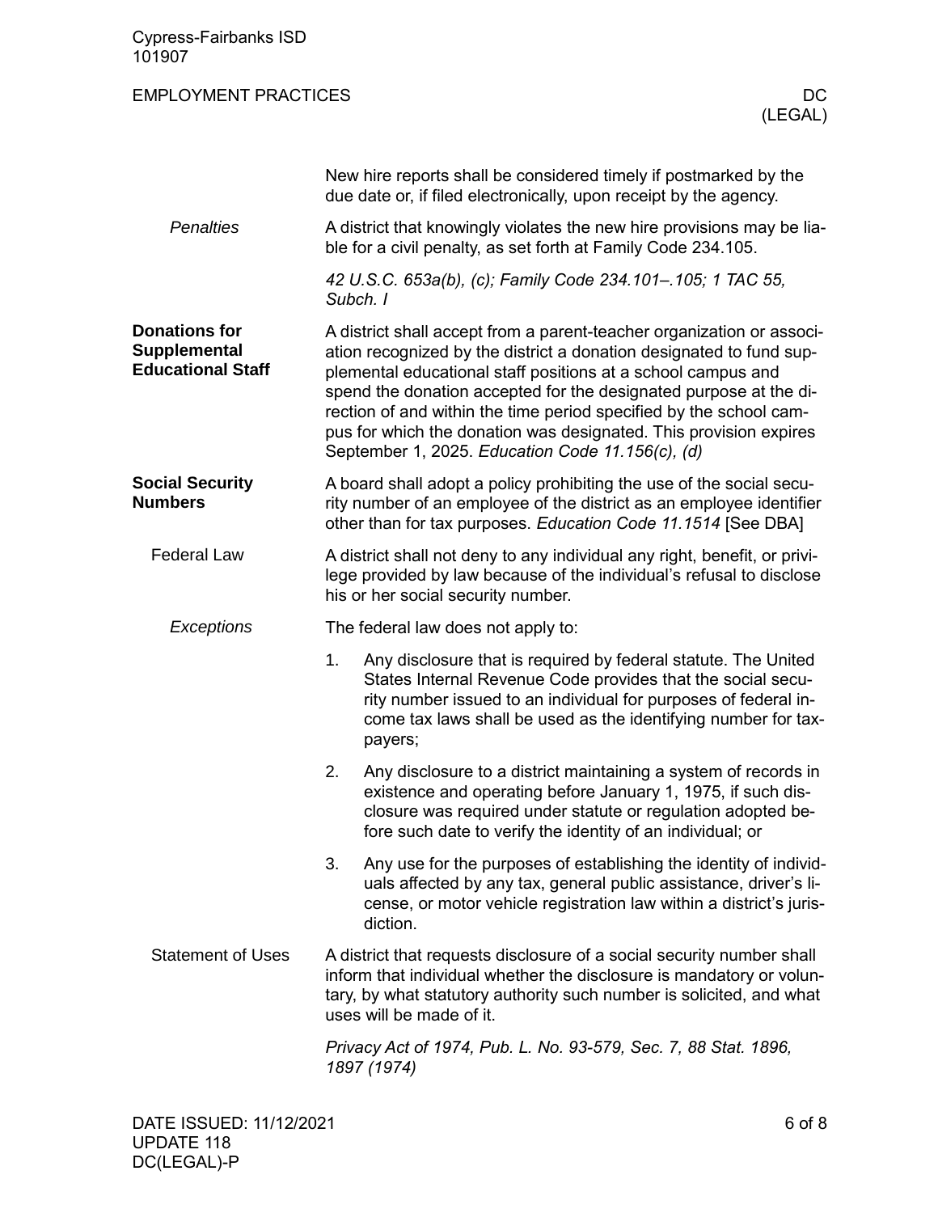New hire reports shall be considered timely if postmarked by the due date or, if filed electronically, upon receipt by the agency.

*Penalties*

A district that knowingly violates the new hire provisions may be liable for a civil penalty, as set forth at Family Code 234.105.

*42 U.S.C. 653a(b), (c); Family Code 234.101–.105; 1 TAC 55, Subch. I*

## Donations for Supplemental Educational Staff

A district shall accept from a parent-teacher organization or association recognized by the district a donation designated to fund supplemental educational staff positions at a school campus and spend the donation accepted for the designated purpose at the direction of and within the time period specified by the school campus for which the donation was designated. This provision expires September 1, 2025. *Education Code 11.156(c), (d)*

## Social Security Numbers

A board shall adopt a policy prohibiting the use of the social security number of an employee of the district as an employee identifier other than for tax purposes. *Education Code 11.1514* [See DBA]

### Federal Law

A district shall not deny to any individual any right, benefit, or privilege provided by law because of the individual's refusal to disclose his or her social security number.

*Exceptions*

The federal law does not apply to:

1. Any disclosure that is required by federal statute. The United States Internal Revenue Code provides that the social security number issued to an individual for purposes of federal income tax laws shall be used as the identifying number for taxpayers;
2. Any disclosure to a district maintaining a system of records in existence and operating before January 1, 1975, if such disclosure was required under statute or regulation adopted before such date to verify the identity of an individual; or
3. Any use for the purposes of establishing the identity of individuals affected by any tax, general public assistance, driver's license, or motor vehicle registration law within a district's jurisdiction.

### Statement of Uses

A district that requests disclosure of a social security number shall inform that individual whether the disclosure is mandatory or voluntary, by what statutory authority such number is solicited, and what uses will be made of it.

*Privacy Act of 1974, Pub. L. No. 93-579, Sec. 7, 88 Stat. 1896, 1897 (1974)*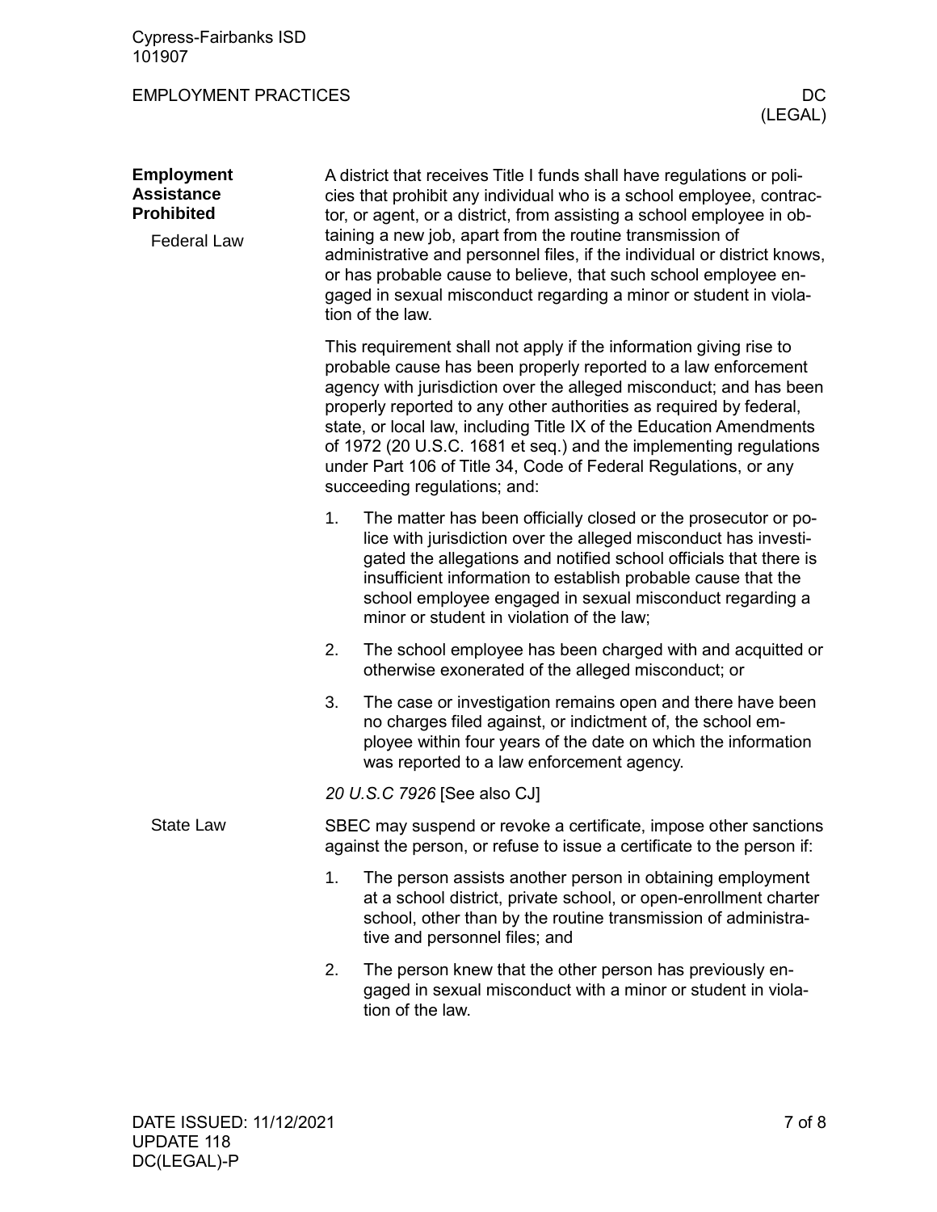## Employment Assistance Prohibited

### Federal Law

A district that receives Title I funds shall have regulations or policies that prohibit any individual who is a school employee, contractor, or agent, or a district, from assisting a school employee in obtaining a new job, apart from the routine transmission of administrative and personnel files, if the individual or district knows, or has probable cause to believe, that such school employee engaged in sexual misconduct regarding a minor or student in violation of the law.

This requirement shall not apply if the information giving rise to probable cause has been properly reported to a law enforcement agency with jurisdiction over the alleged misconduct; and has been properly reported to any other authorities as required by federal, state, or local law, including Title IX of the Education Amendments of 1972 (20 U.S.C. 1681 et seq.) and the implementing regulations under Part 106 of Title 34, Code of Federal Regulations, or any succeeding regulations; and:

1. The matter has been officially closed or the prosecutor or police with jurisdiction over the alleged misconduct has investigated the allegations and notified school officials that there is insufficient information to establish probable cause that the school employee engaged in sexual misconduct regarding a minor or student in violation of the law;
2. The school employee has been charged with and acquitted or otherwise exonerated of the alleged misconduct; or
3. The case or investigation remains open and there have been no charges filed against, or indictment of, the school employee within four years of the date on which the information was reported to a law enforcement agency.

*20 U.S.C 7926* [See also CJ]

### State Law

SBEC may suspend or revoke a certificate, impose other sanctions against the person, or refuse to issue a certificate to the person if:

1. The person assists another person in obtaining employment at a school district, private school, or open-enrollment charter school, other than by the routine transmission of administrative and personnel files; and
2. The person knew that the other person has previously engaged in sexual misconduct with a minor or student in violation of the law.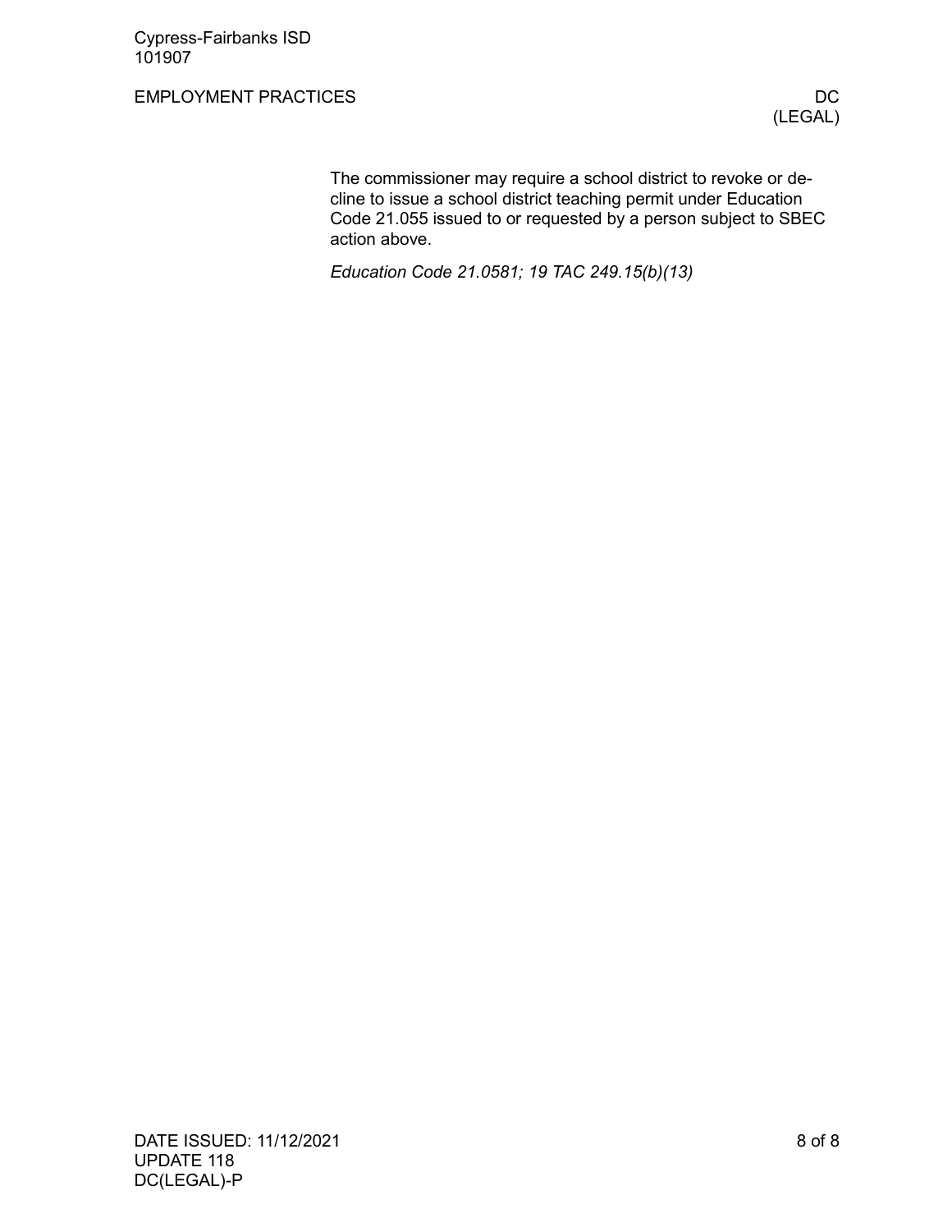The commissioner may require a school district to revoke or decline to issue a school district teaching permit under Education Code 21.055 issued to or requested by a person subject to SBEC action above.

*Education Code 21.0581; 19 TAC 249.15(b)(13)*